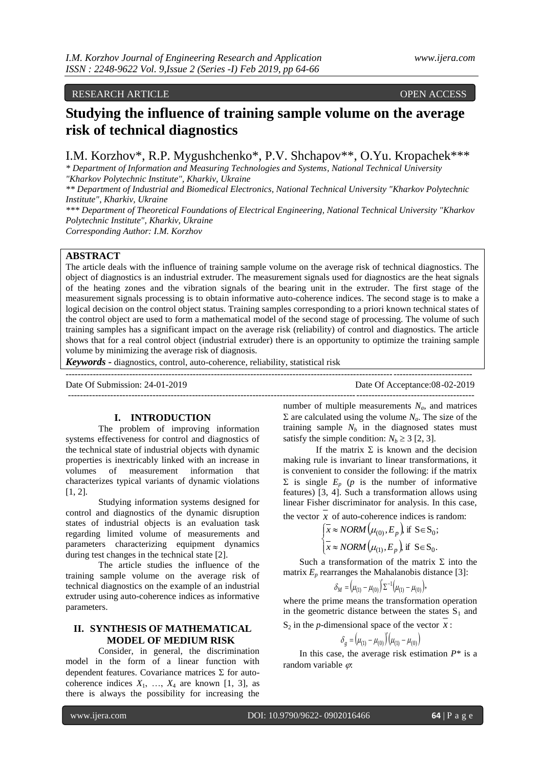RESEARCH ARTICLE OPEN ACCESS

# Studying the influence of training sample volume on the average risk of technical diagnostics

I.M. Korzhov*, R.P. Mygushchenko*, P.V. Shchapov**, O.Yu. Kropachek***

*\* Department of Information and Measuring Technologies and Systems, National Technical University "Kharkov Polytechnic Institute", Kharkiv, Ukraine*

*\*\* Department of Industrial and Biomedical Electronics, National Technical University "Kharkov Polytechnic Institute", Kharkiv, Ukraine*

*\*\*\* Department of Theoretical Foundations of Electrical Engineering, National Technical University "Kharkov Polytechnic Institute", Kharkiv, Ukraine*

*Corresponding Author: I.M. Korzhov*

## ABSTRACT

The article deals with the influence of training sample volume on the average risk of technical diagnostics. The object of diagnostics is an industrial extruder. The measurement signals used for diagnostics are the heat signals of the heating zones and the vibration signals of the bearing unit in the extruder. The first stage of the measurement signals processing is to obtain informative auto-coherence indices. The second stage is to make a logical decision on the control object status. Training samples corresponding to a priori known technical states of the control object are used to form a mathematical model of the second stage of processing. The volume of such training samples has a significant impact on the average risk (reliability) of control and diagnostics. The article shows that for a real control object (industrial extruder) there is an opportunity to optimize the training sample volume by minimizing the average risk of diagnosis.

***Keywords*** - diagnostics, control, auto-coherence, reliability, statistical risk

Date Of Submission: 24-01-2019 Date Of Acceptance:08-02-2019

## I. INTRODUCTION

The problem of improving information systems effectiveness for control and diagnostics of the technical state of industrial objects with dynamic properties is inextricably linked with an increase in volumes of measurement information that characterizes typical variants of dynamic violations [1, 2].

Studying information systems designed for control and diagnostics of the dynamic disruption states of industrial objects is an evaluation task regarding limited volume of measurements and parameters characterizing equipment dynamics during test changes in the technical state [2].

The article studies the influence of the training sample volume on the average risk of technical diagnostics on the example of an industrial extruder using auto-coherence indices as informative parameters.

## II. SYNTHESIS OF MATHEMATICAL MODEL OF MEDIUM RISK

Consider, in general, the discrimination model in the form of a linear function with dependent features. Covariance matrices $\Sigma$ for auto-coherence indices $X_1, \ldots, X_4$ are known [1, 3], as there is always the possibility for increasing the number of multiple measurements $N_a$, and matrices $\Sigma$ are calculated using the volume $N_a$. The size of the training sample $N_b$ in the diagnosed states must satisfy the simple condition: $N_b \geq 3$ [2, 3].

If the matrix $\Sigma$ is known and the decision making rule is invariant to linear transformations, it is convenient to consider the following: if the matrix $\Sigma$ is single $E_p$ ($p$ is the number of informative features) [3, 4]. Such a transformation allows using linear Fisher discriminator for analysis. In this case, the vector $\overline{x}$ of auto-coherence indices is random:

$$\begin{cases} \overline{x} \approx NORM\left(\mu_{(0)}, E_p\right), \text{ if } S \in S_0; \\ \overline{x} \approx NORM\left(\mu_{(1)}, E_p\right), \text{ if } S \in S_0. \end{cases}$$

Such a transformation of the matrix $\Sigma$ into the matrix $E_p$ rearranges the Mahalanobis distance [3]:

$$\delta_M = \left(\mu_{(1)} - \mu_{(0)}\right)' \Sigma^{-1} \left(\mu_{(1)} - \mu_{(0)}\right),$$

where the prime means the transformation operation in the geometric distance between the states $S_1$ and $S_2$ in the $p$-dimensional space of the vector $\overline{x}$:

$$\delta_g = \left(\mu_{(1)} - \mu_{(0)}\right)' \left(\mu_{(1)} - \mu_{(0)}\right)$$

In this case, the average risk estimation $P^*$ is a random variable $\varphi$: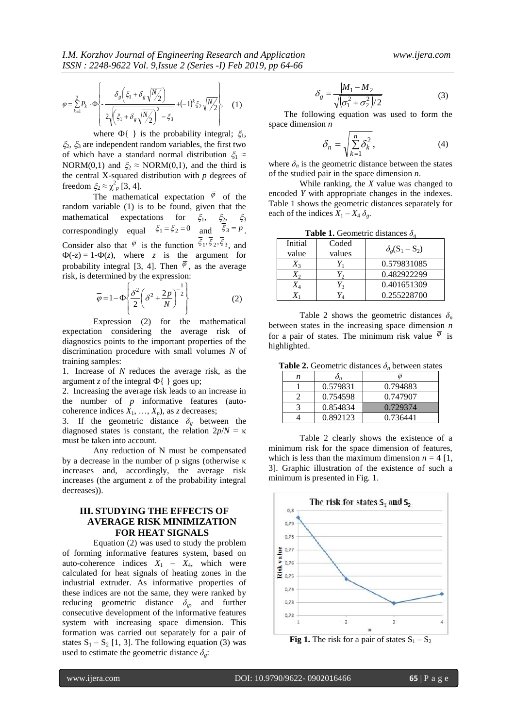$$\varphi = \sum_{k=1}^{2} P_k \cdot \Phi\left\{ -\frac{\delta_g\left(\xi_1 + \delta_g\sqrt{N/2}\right)}{2\sqrt{\left(\xi_1 + \delta_g\sqrt{N/2}\right)^2 - \xi_3}} + (-1)^k \xi_2 \sqrt{N/2} \right\}, \quad (1)$$

where $\Phi\{\ \}$ is the probability integral; $\xi_1$, $\xi_2$, $\xi_3$ are independent random variables, the first two of which have a standard normal distribution $\xi_1 \approx$ NORM(0,1) and $\xi_2 \approx$ NORM(0,1), and the third is the central X-squared distribution with $p$ degrees of freedom $\xi_2 \approx \chi^2_p$ [3, 4].

The mathematical expectation $\overline{\varphi}$ of the random variable (1) is to be found, given that the mathematical expectations for $\xi_1$, $\xi_2$, $\xi_3$ correspondingly equal $\overline{\xi}_1 = \overline{\xi}_2 = 0$ and $\overline{\xi}_3 = p$. Consider also that $\overline{\varphi}$ is the function $\overline{\xi}_1, \overline{\xi}_2, \overline{\xi}_3$, and $\Phi(-z) = 1-\Phi(z)$, where $z$ is the argument for probability integral [3, 4]. Then $\overline{\varphi}$, as the average risk, is determined by the expression:

$$\overline{\varphi} = 1 - \Phi\left\{ \frac{\delta^2}{2}\left(\delta^2 + \frac{2p}{N}\right)^{-\frac{1}{2}} \right\} \quad (2)$$

Expression (2) for the mathematical expectation considering the average risk of diagnostics points to the important properties of the discrimination procedure with small volumes $N$ of training samples:

1. Increase of $N$ reduces the average risk, as the argument $z$ of the integral $\Phi\{\ \}$ goes up;
2. Increasing the average risk leads to an increase in the number of $p$ informative features (auto-coherence indices $X_1, \ldots, X_p$), as $z$ decreases;
3. If the geometric distance $\delta_g$ between the diagnosed states is constant, the relation $2p/N = \kappa$ must be taken into account.

Any reduction of N must be compensated by a decrease in the number of p signs (otherwise κ increases and, accordingly, the average risk increases (the argument z of the probability integral decreases)).

## III. STUDYING THE EFFECTS OF AVERAGE RISK MINIMIZATION FOR HEAT SIGNALS

Equation (2) was used to study the problem of forming informative features system, based on auto-coherence indices $X_1 - X_4$, which were calculated for heat signals of heating zones in the industrial extruder. As informative properties of these indices are not the same, they were ranked by reducing geometric distance $\delta_g$, and further consecutive development of the informative features system with increasing space dimension. This formation was carried out separately for a pair of states $S_1 - S_2$ [1, 3]. The following equation (3) was used to estimate the geometric distance $\delta_g$:

$$\delta_g = \frac{|M_1 - M_2|}{\sqrt{(\sigma_1^2 + \sigma_2^2)/2}} \quad (3)$$

The following equation was used to form the space dimension $n$

$$\delta_n = \sqrt{\sum_{k=1}^{n} \delta_k^2}, \quad (4)$$

where $\delta_n$ is the geometric distance between the states of the studied pair in the space dimension $n$.

While ranking, the $X$ value was changed to encoded $Y$ with appropriate changes in the indexes. Table 1 shows the geometric distances separately for each of the indices $X_1 - X_4$ $\delta_g$.

**Table 1.** Geometric distances $\delta_g$

| Initial value | Coded values | $\delta_g(S_1 - S_2)$ |
|---|---|---|
| $X_3$ | $Y_1$ | 0.579831085 |
| $X_2$ | $Y_2$ | 0.482922299 |
| $X_4$ | $Y_3$ | 0.401651309 |
| $X_1$ | $Y_4$ | 0.255228700 |

Table 2 shows the geometric distances $\delta_n$ between states in the increasing space dimension $n$ for a pair of states. The minimum risk value $\overline{\varphi}$ is highlighted.

**Table 2.** Geometric distances $\delta_n$ between states

| $n$ | $\delta_n$ | $\overline{\varphi}$ |
|---|---|---|
| 1 | 0.579831 | 0.794883 |
| 2 | 0.754598 | 0.747907 |
| 3 | 0.854834 | **0.729374** |
| 4 | 0.892123 | 0.736441 |

Table 2 clearly shows the existence of a minimum risk for the space dimension of features, which is less than the maximum dimension $n = 4$ [1, 3]. Graphic illustration of the existence of such a minimum is presented in Fig. 1.

**Fig 1.** The risk for a pair of states $S_1 - S_2$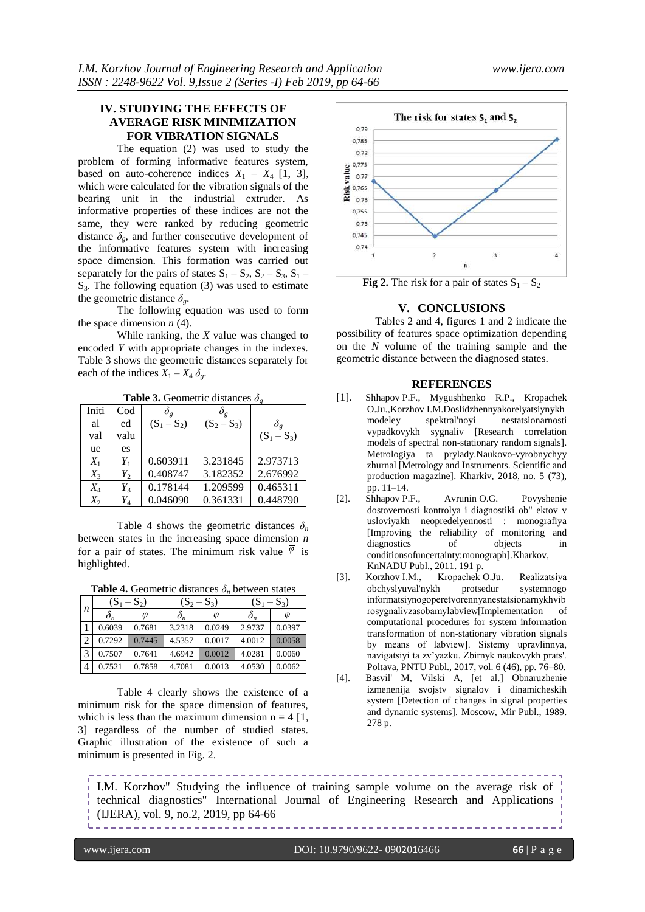## IV. STUDYING THE EFFECTS OF AVERAGE RISK MINIMIZATION FOR VIBRATION SIGNALS

The equation (2) was used to study the problem of forming informative features system, based on auto-coherence indices $X_1 - X_4$ [1, 3], which were calculated for the vibration signals of the bearing unit in the industrial extruder. As informative properties of these indices are not the same, they were ranked by reducing geometric distance $\delta_g$, and further consecutive development of the informative features system with increasing space dimension. This formation was carried out separately for the pairs of states $S_1 - S_2$, $S_2 - S_3$, $S_1 - S_3$. The following equation (3) was used to estimate the geometric distance $\delta_g$.

The following equation was used to form the space dimension $n$ (4).

While ranking, the $X$ value was changed to encoded $Y$ with appropriate changes in the indexes. Table 3 shows the geometric distances separately for each of the indices $X_1 - X_4$ $\delta_g$.

**Table 3.** Geometric distances $\delta_g$

| Initial value | Coded values | $\delta_g$ $(S_1 - S_2)$ | $\delta_g$ $(S_2 - S_3)$ | $\delta_g$ $(S_1 - S_3)$ |
|---|---|---|---|---|
| $X_1$ | $Y_1$ | 0.603911 | 3.231845 | 2.973713 |
| $X_3$ | $Y_2$ | 0.408747 | 3.182352 | 2.676992 |
| $X_4$ | $Y_3$ | 0.178144 | 1.209599 | 0.465311 |
| $X_2$ | $Y_4$ | 0.046090 | 0.361331 | 0.448790 |

Table 4 shows the geometric distances $\delta_n$ between states in the increasing space dimension $n$ for a pair of states. The minimum risk value $\overline{\varphi}$ is highlighted.

**Table 4.** Geometric distances $\delta_n$ between states

| $n$ | $(S_1 - S_2)$ | | $(S_2 - S_3)$ | | $(S_1 - S_3)$ | |
|---|---|---|---|---|---|---|
| | $\delta_n$ | $\overline{\varphi}$ | $\delta_n$ | $\overline{\varphi}$ | $\delta_n$ | $\overline{\varphi}$ |
| 1 | 0.6039 | 0.7681 | 3.2318 | 0.0249 | 2.9737 | 0.0397 |
| 2 | 0.7292 | **0.7445** | 4.5357 | 0.0017 | 4.0012 | **0.0058** |
| 3 | 0.7507 | 0.7641 | 4.6942 | **0.0012** | 4.0281 | 0.0060 |
| 4 | 0.7521 | 0.7858 | 4.7081 | 0.0013 | 4.0530 | 0.0062 |

Table 4 clearly shows the existence of a minimum risk for the space dimension of features, which is less than the maximum dimension n = 4 [1, 3] regardless of the number of studied states. Graphic illustration of the existence of such a minimum is presented in Fig. 2.

The risk for states $S_1$ and $S_2$

Risk value

0,79
0,785
0,78
0,775
0,77
0,765
0,76
0,755
0,75
0,745
0,74

1 2 3 4

n

**Fig 2.** The risk for a pair of states $S_1 - S_2$

## V. CONCLUSIONS

Tables 2 and 4, figures 1 and 2 indicate the possibility of features space optimization depending on the $N$ volume of the training sample and the geometric distance between the diagnosed states.

## REFERENCES

[1]. Shhapov P.F., Mygushhenko R.P., Kropachek O.Ju.,Korzhov I.M.Doslidzhennyakorelyatsiynykh modeley spektral'noyi nestatsionarnosti vypadkovykh sygnaliv [Research correlation models of spectral non-stationary random signals]. Metrologiya ta prylady.Naukovo-vyrobnychyy zhurnal [Metrology and Instruments. Scientific and production magazine]. Kharkiv, 2018, no. 5 (73), pp. 11–14.

[2]. Shhapov P.F., Avrunin O.G. Povyshenie dostovernosti kontrolya i diagnostiki ob" ektov v usloviyakh neopredelyennosti : monografiya [Improving the reliability of monitoring and diagnostics of objects in conditionsofuncertainty:monograph].Kharkov, KnNADU Publ., 2011. 191 p.

[3]. Korzhov I.M., Kropachek O.Ju. Realizatsiya obchyslyuval'nykh protsedur systemnogo informatsiynogoperetvorennyanestatsionarnykhvib rosygnalivzasobamylabview[Implementation of computational procedures for system information transformation of non-stationary vibration signals by means of labview]. Sistemy upravlinnya, navigatsiyi ta zv'yazku. Zbirnyk naukovykh prats'. Poltava, PNTU Publ., 2017, vol. 6 (46), pp. 76–80.

[4]. Basvil' M, Vilski A, [et al.] Obnaruzhenie izmenenija svojstv signalov i dinamicheskih system [Detection of changes in signal properties and dynamic systems]. Moscow, Mir Publ., 1989. 278 p.

I.M. Korzhov" Studying the influence of training sample volume on the average risk of technical diagnostics" International Journal of Engineering Research and Applications (IJERA), vol. 9, no.2, 2019, pp 64-66